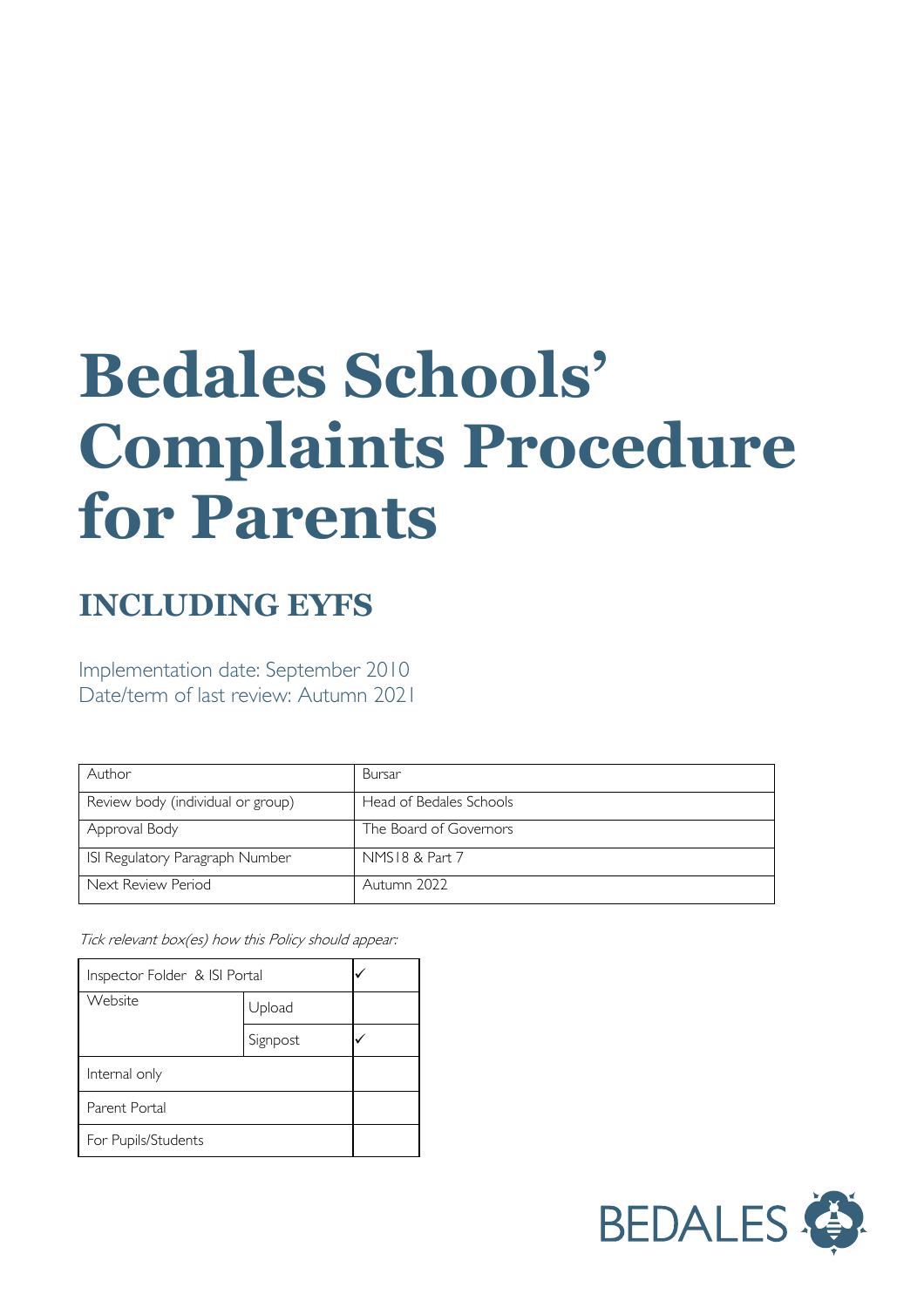# Bedales Schools' Complaints Procedure for Parents

## INCLUDING EYFS

Implementation date: September 2010
Date/term of last review: Autumn 2021

| Author | Bursar |
|---|---|
| Review body (individual or group) | Head of Bedales Schools |
| Approval Body | The Board of Governors |
| ISI Regulatory Paragraph Number | NMS18 & Part 7 |
| Next Review Period | Autumn 2022 |

*Tick relevant box(es) how this Policy should appear:*

| Inspector Folder & ISI Portal | | ✓ |
|---|---|---|
| Website | Upload | |
| | Signpost | ✓ |
| Internal only | | |
| Parent Portal | | |
| For Pupils/Students | | |

BEDALES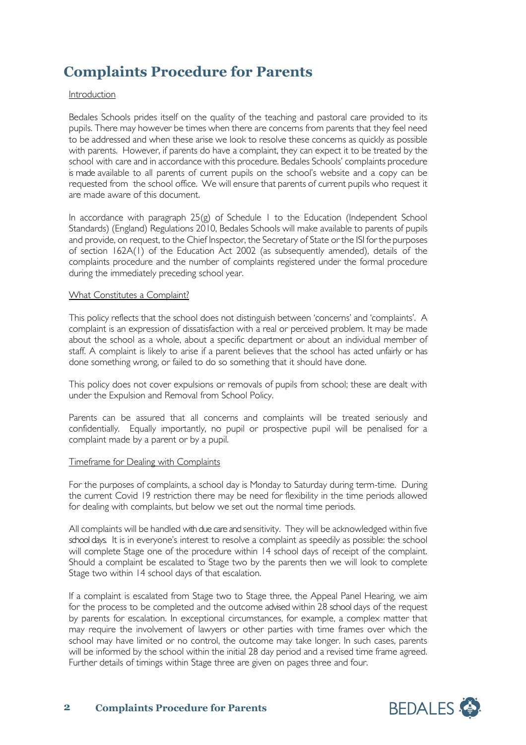# Complaints Procedure for Parents

Introduction

Bedales Schools prides itself on the quality of the teaching and pastoral care provided to its pupils. There may however be times when there are concerns from parents that they feel need to be addressed and when these arise we look to resolve these concerns as quickly as possible with parents. However, if parents do have a complaint, they can expect it to be treated by the school with care and in accordance with this procedure. Bedales Schools' complaints procedure is made available to all parents of current pupils on the school's website and a copy can be requested from the school office. We will ensure that parents of current pupils who request it are made aware of this document.

In accordance with paragraph 25(g) of Schedule 1 to the Education (Independent School Standards) (England) Regulations 2010, Bedales Schools will make available to parents of pupils and provide, on request, to the Chief Inspector, the Secretary of State or the ISI for the purposes of section 162A(1) of the Education Act 2002 (as subsequently amended), details of the complaints procedure and the number of complaints registered under the formal procedure during the immediately preceding school year.

What Constitutes a Complaint?

This policy reflects that the school does not distinguish between 'concerns' and 'complaints'. A complaint is an expression of dissatisfaction with a real or perceived problem. It may be made about the school as a whole, about a specific department or about an individual member of staff. A complaint is likely to arise if a parent believes that the school has acted unfairly or has done something wrong, or failed to do so something that it should have done.

This policy does not cover expulsions or removals of pupils from school; these are dealt with under the Expulsion and Removal from School Policy.

Parents can be assured that all concerns and complaints will be treated seriously and confidentially. Equally importantly, no pupil or prospective pupil will be penalised for a complaint made by a parent or by a pupil.

Timeframe for Dealing with Complaints

For the purposes of complaints, a school day is Monday to Saturday during term-time. During the current Covid 19 restriction there may be need for flexibility in the time periods allowed for dealing with complaints, but below we set out the normal time periods.

All complaints will be handled with due care and sensitivity. They will be acknowledged within five school days. It is in everyone's interest to resolve a complaint as speedily as possible: the school will complete Stage one of the procedure within 14 school days of receipt of the complaint. Should a complaint be escalated to Stage two by the parents then we will look to complete Stage two within 14 school days of that escalation.

If a complaint is escalated from Stage two to Stage three, the Appeal Panel Hearing, we aim for the process to be completed and the outcome advised within 28 school days of the request by parents for escalation. In exceptional circumstances, for example, a complex matter that may require the involvement of lawyers or other parties with time frames over which the school may have limited or no control, the outcome may take longer. In such cases, parents will be informed by the school within the initial 28 day period and a revised time frame agreed. Further details of timings within Stage three are given on pages three and four.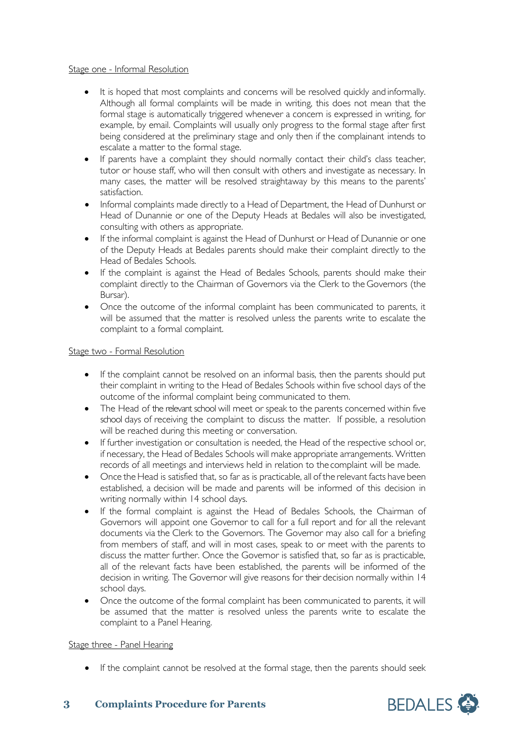Stage one - Informal Resolution

- It is hoped that most complaints and concerns will be resolved quickly and informally. Although all formal complaints will be made in writing, this does not mean that the formal stage is automatically triggered whenever a concern is expressed in writing, for example, by email. Complaints will usually only progress to the formal stage after first being considered at the preliminary stage and only then if the complainant intends to escalate a matter to the formal stage.
- If parents have a complaint they should normally contact their child's class teacher, tutor or house staff, who will then consult with others and investigate as necessary. In many cases, the matter will be resolved straightaway by this means to the parents' satisfaction.
- Informal complaints made directly to a Head of Department, the Head of Dunhurst or Head of Dunannie or one of the Deputy Heads at Bedales will also be investigated, consulting with others as appropriate.
- If the informal complaint is against the Head of Dunhurst or Head of Dunannie or one of the Deputy Heads at Bedales parents should make their complaint directly to the Head of Bedales Schools.
- If the complaint is against the Head of Bedales Schools, parents should make their complaint directly to the Chairman of Governors via the Clerk to the Governors (the Bursar).
- Once the outcome of the informal complaint has been communicated to parents, it will be assumed that the matter is resolved unless the parents write to escalate the complaint to a formal complaint.

Stage two - Formal Resolution

- If the complaint cannot be resolved on an informal basis, then the parents should put their complaint in writing to the Head of Bedales Schools within five school days of the outcome of the informal complaint being communicated to them.
- The Head of the relevant school will meet or speak to the parents concerned within five school days of receiving the complaint to discuss the matter. If possible, a resolution will be reached during this meeting or conversation.
- If further investigation or consultation is needed, the Head of the respective school or, if necessary, the Head of Bedales Schools will make appropriate arrangements. Written records of all meetings and interviews held in relation to the complaint will be made.
- Once the Head is satisfied that, so far as is practicable, all of the relevant facts have been established, a decision will be made and parents will be informed of this decision in writing normally within 14 school days.
- If the formal complaint is against the Head of Bedales Schools, the Chairman of Governors will appoint one Governor to call for a full report and for all the relevant documents via the Clerk to the Governors. The Governor may also call for a briefing from members of staff, and will in most cases, speak to or meet with the parents to discuss the matter further. Once the Governor is satisfied that, so far as is practicable, all of the relevant facts have been established, the parents will be informed of the decision in writing. The Governor will give reasons for their decision normally within 14 school days.
- Once the outcome of the formal complaint has been communicated to parents, it will be assumed that the matter is resolved unless the parents write to escalate the complaint to a Panel Hearing.

Stage three - Panel Hearing

- If the complaint cannot be resolved at the formal stage, then the parents should seek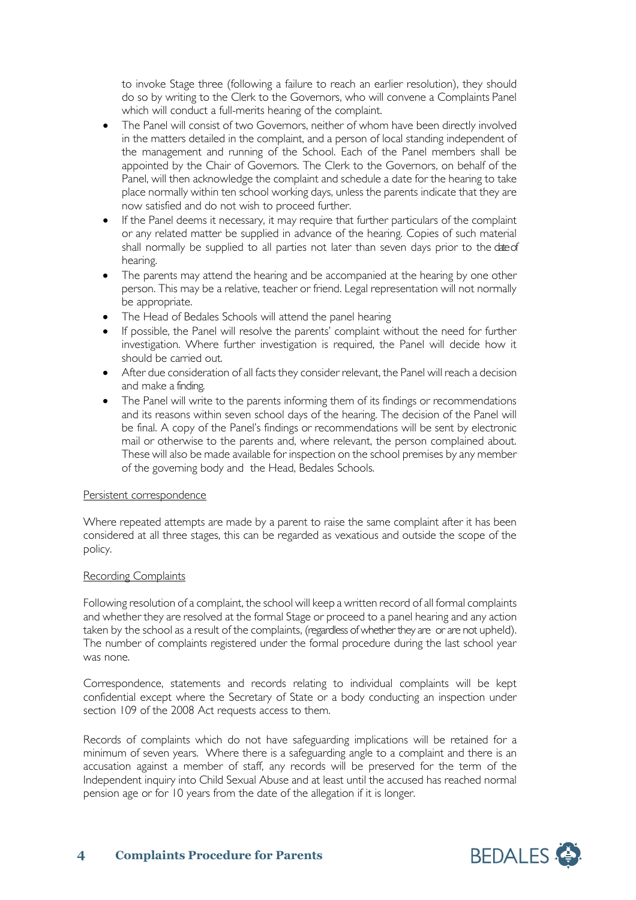to invoke Stage three (following a failure to reach an earlier resolution), they should do so by writing to the Clerk to the Governors, who will convene a Complaints Panel which will conduct a full-merits hearing of the complaint.

- The Panel will consist of two Governors, neither of whom have been directly involved in the matters detailed in the complaint, and a person of local standing independent of the management and running of the School. Each of the Panel members shall be appointed by the Chair of Governors. The Clerk to the Governors, on behalf of the Panel, will then acknowledge the complaint and schedule a date for the hearing to take place normally within ten school working days, unless the parents indicate that they are now satisfied and do not wish to proceed further.
- If the Panel deems it necessary, it may require that further particulars of the complaint or any related matter be supplied in advance of the hearing. Copies of such material shall normally be supplied to all parties not later than seven days prior to the date of hearing.
- The parents may attend the hearing and be accompanied at the hearing by one other person. This may be a relative, teacher or friend. Legal representation will not normally be appropriate.
- The Head of Bedales Schools will attend the panel hearing
- If possible, the Panel will resolve the parents' complaint without the need for further investigation. Where further investigation is required, the Panel will decide how it should be carried out.
- After due consideration of all facts they consider relevant, the Panel will reach a decision and make a finding.
- The Panel will write to the parents informing them of its findings or recommendations and its reasons within seven school days of the hearing. The decision of the Panel will be final. A copy of the Panel's findings or recommendations will be sent by electronic mail or otherwise to the parents and, where relevant, the person complained about. These will also be made available for inspection on the school premises by any member of the governing body and the Head, Bedales Schools.

Persistent correspondence

Where repeated attempts are made by a parent to raise the same complaint after it has been considered at all three stages, this can be regarded as vexatious and outside the scope of the policy.

Recording Complaints

Following resolution of a complaint, the school will keep a written record of all formal complaints and whether they are resolved at the formal Stage or proceed to a panel hearing and any action taken by the school as a result of the complaints, (regardless of whether they are or are not upheld). The number of complaints registered under the formal procedure during the last school year was none.

Correspondence, statements and records relating to individual complaints will be kept confidential except where the Secretary of State or a body conducting an inspection under section 109 of the 2008 Act requests access to them.

Records of complaints which do not have safeguarding implications will be retained for a minimum of seven years. Where there is a safeguarding angle to a complaint and there is an accusation against a member of staff, any records will be preserved for the term of the Independent inquiry into Child Sexual Abuse and at least until the accused has reached normal pension age or for 10 years from the date of the allegation if it is longer.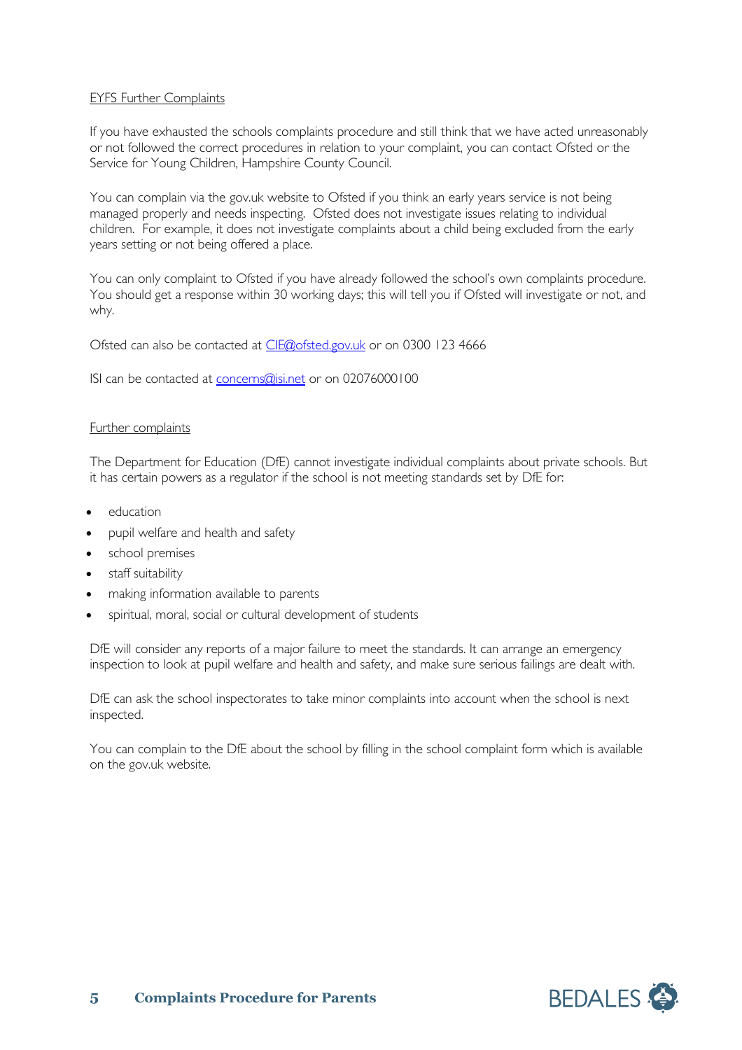EYFS Further Complaints

If you have exhausted the schools complaints procedure and still think that we have acted unreasonably or not followed the correct procedures in relation to your complaint, you can contact Ofsted or the Service for Young Children, Hampshire County Council.

You can complain via the gov.uk website to Ofsted if you think an early years service is not being managed properly and needs inspecting. Ofsted does not investigate issues relating to individual children. For example, it does not investigate complaints about a child being excluded from the early years setting or not being offered a place.

You can only complaint to Ofsted if you have already followed the school's own complaints procedure. You should get a response within 30 working days; this will tell you if Ofsted will investigate or not, and why.

Ofsted can also be contacted at CIE@ofsted.gov.uk or on 0300 123 4666

ISI can be contacted at concerns@isi.net or on 02076000100

Further complaints

The Department for Education (DfE) cannot investigate individual complaints about private schools. But it has certain powers as a regulator if the school is not meeting standards set by DfE for:

- education
- pupil welfare and health and safety
- school premises
- staff suitability
- making information available to parents
- spiritual, moral, social or cultural development of students

DfE will consider any reports of a major failure to meet the standards. It can arrange an emergency inspection to look at pupil welfare and health and safety, and make sure serious failings are dealt with.

DfE can ask the school inspectorates to take minor complaints into account when the school is next inspected.

You can complain to the DfE about the school by filling in the school complaint form which is available on the gov.uk website.